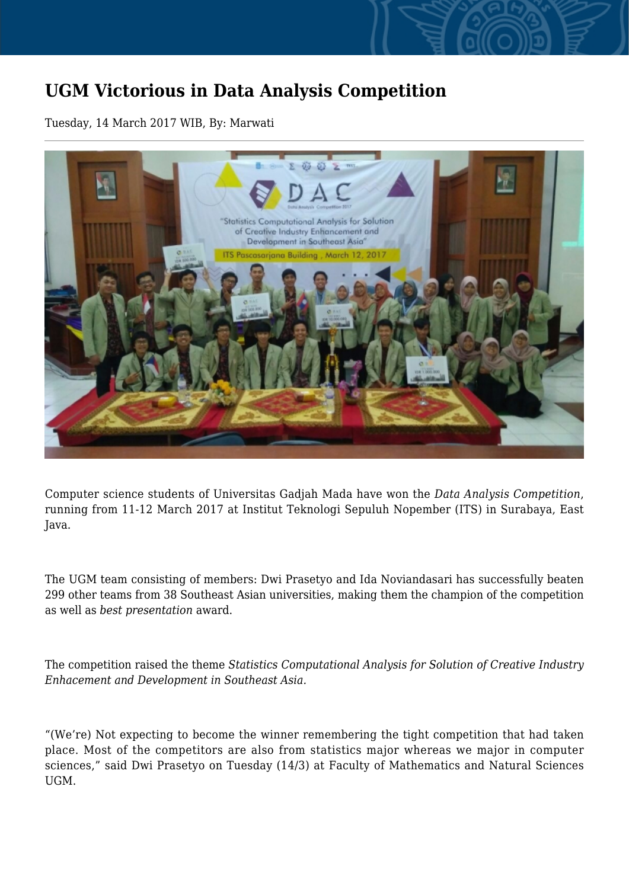# UGM Victorious in Data Analysis Competition

Tuesday, 14 March 2017 WIB, By: Marwati

Computer science students of Universitas Gadjah Mada have won the *Data Analysis Competition*, running from 11-12 March 2017 at Institut Teknologi Sepuluh Nopember (ITS) in Surabaya, East Java.

The UGM team consisting of members: Dwi Prasetyo and Ida Noviandasari has successfully beaten 299 other teams from 38 Southeast Asian universities, making them the champion of the competition as well as *best presentation* award.

The competition raised the theme *Statistics Computational Analysis for Solution of Creative Industry Enhacement and Development in Southeast Asia*.

"(We're) Not expecting to become the winner remembering the tight competition that had taken place. Most of the competitors are also from statistics major whereas we major in computer sciences," said Dwi Prasetyo on Tuesday (14/3) at Faculty of Mathematics and Natural Sciences UGM.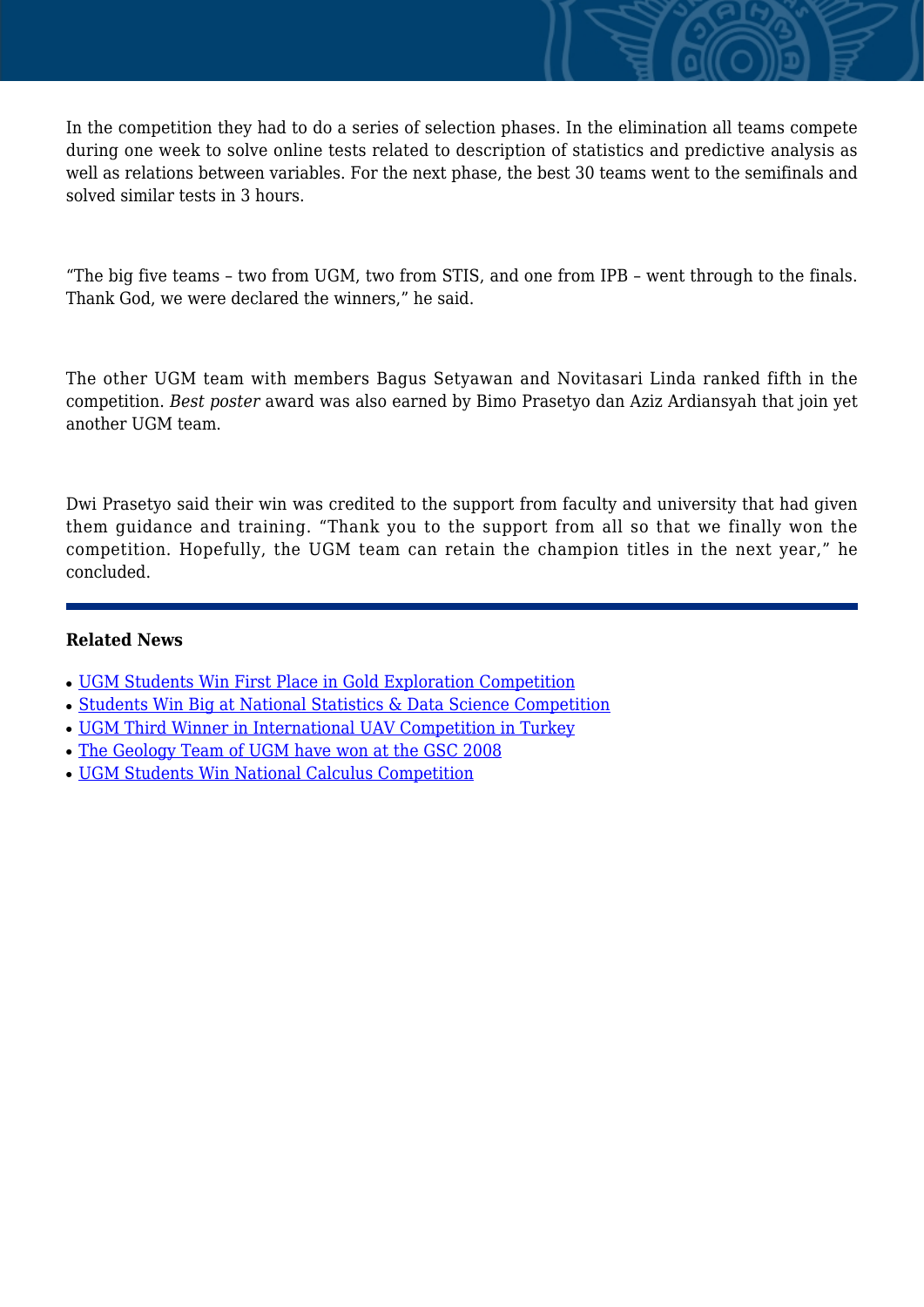In the competition they had to do a series of selection phases. In the elimination all teams compete during one week to solve online tests related to description of statistics and predictive analysis as well as relations between variables. For the next phase, the best 30 teams went to the semifinals and solved similar tests in 3 hours.

"The big five teams – two from UGM, two from STIS, and one from IPB – went through to the finals. Thank God, we were declared the winners," he said.

The other UGM team with members Bagus Setyawan and Novitasari Linda ranked fifth in the competition. *Best poster* award was also earned by Bimo Prasetyo dan Aziz Ardiansyah that join yet another UGM team.

Dwi Prasetyo said their win was credited to the support from faculty and university that had given them guidance and training. "Thank you to the support from all so that we finally won the competition. Hopefully, the UGM team can retain the champion titles in the next year," he concluded.

---

**Related News**

- UGM Students Win First Place in Gold Exploration Competition
- Students Win Big at National Statistics & Data Science Competition
- UGM Third Winner in International UAV Competition in Turkey
- The Geology Team of UGM have won at the GSC 2008
- UGM Students Win National Calculus Competition